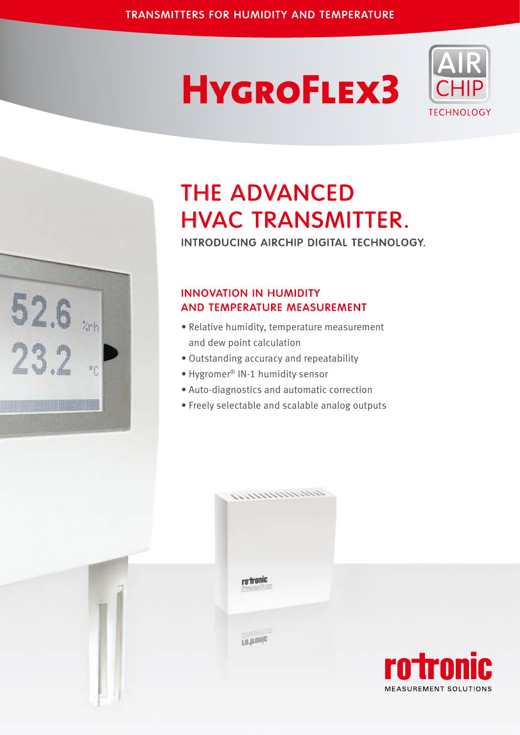TRANSMITTERS FOR HUMIDITY AND TEMPERATURE

# HygroFlex3

AIR CHIP TECHNOLOGY

## THE ADVANCED HVAC TRANSMITTER.

INTRODUCING AIRCHIP DIGITAL TECHNOLOGY.

### INNOVATION IN HUMIDITY AND TEMPERATURE MEASUREMENT

- Relative humidity, temperature measurement and dew point calculation
- Outstanding accuracy and repeatability
- Hygromer® IN-1 humidity sensor
- Auto-diagnostics and automatic correction
- Freely selectable and scalable analog outputs

rotronic
MEASUREMENT SOLUTIONS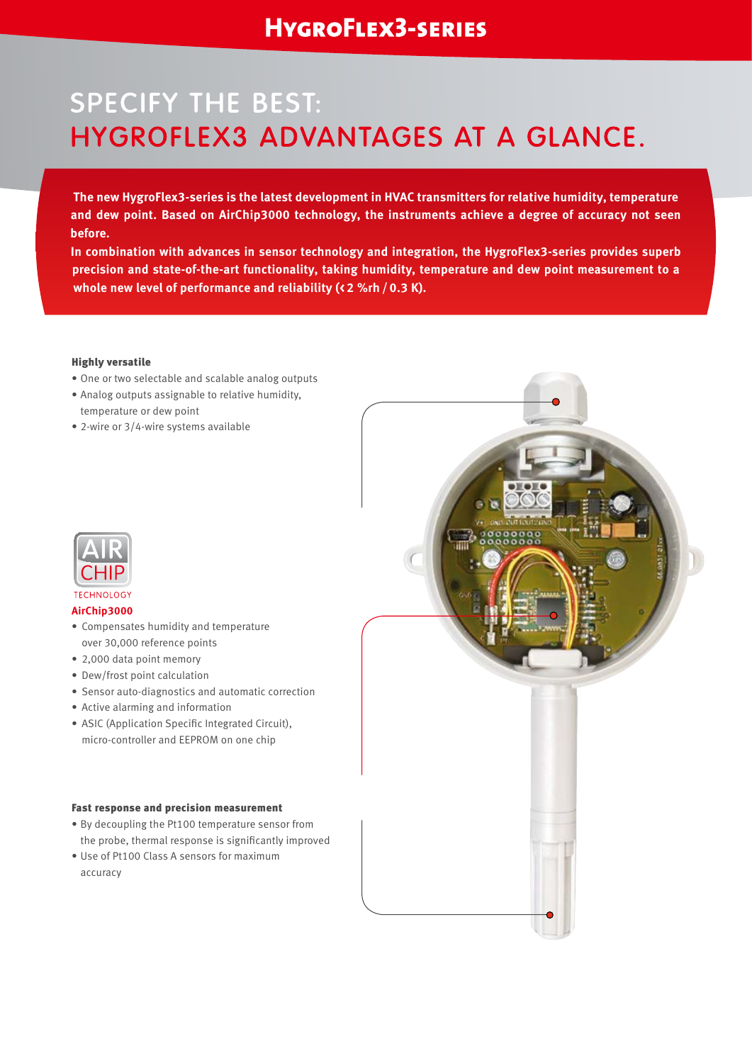# HygroFlex3-series

## SPECIFY THE BEST: HYGROFLEX3 ADVANTAGES AT A GLANCE.

**The new HygroFlex3-series is the latest development in HVAC transmitters for relative humidity, temperature and dew point. Based on AirChip3000 technology, the instruments achieve a degree of accuracy not seen before.**
**In combination with advances in sensor technology and integration, the HygroFlex3-series provides superb precision and state-of-the-art functionality, taking humidity, temperature and dew point measurement to a whole new level of performance and reliability (< 2 %rh / 0.3 K).**

**Highly versatile**
- One or two selectable and scalable analog outputs
- Analog outputs assignable to relative humidity, temperature or dew point
- 2-wire or 3/4-wire systems available

AIR CHIP TECHNOLOGY

**AirChip3000**
- Compensates humidity and temperature over 30,000 reference points
- 2,000 data point memory
- Dew/frost point calculation
- Sensor auto-diagnostics and automatic correction
- Active alarming and information
- ASIC (Application Specific Integrated Circuit), micro-controller and EEPROM on one chip

**Fast response and precision measurement**
- By decoupling the Pt100 temperature sensor from the probe, thermal response is significantly improved
- Use of Pt100 Class A sensors for maximum accuracy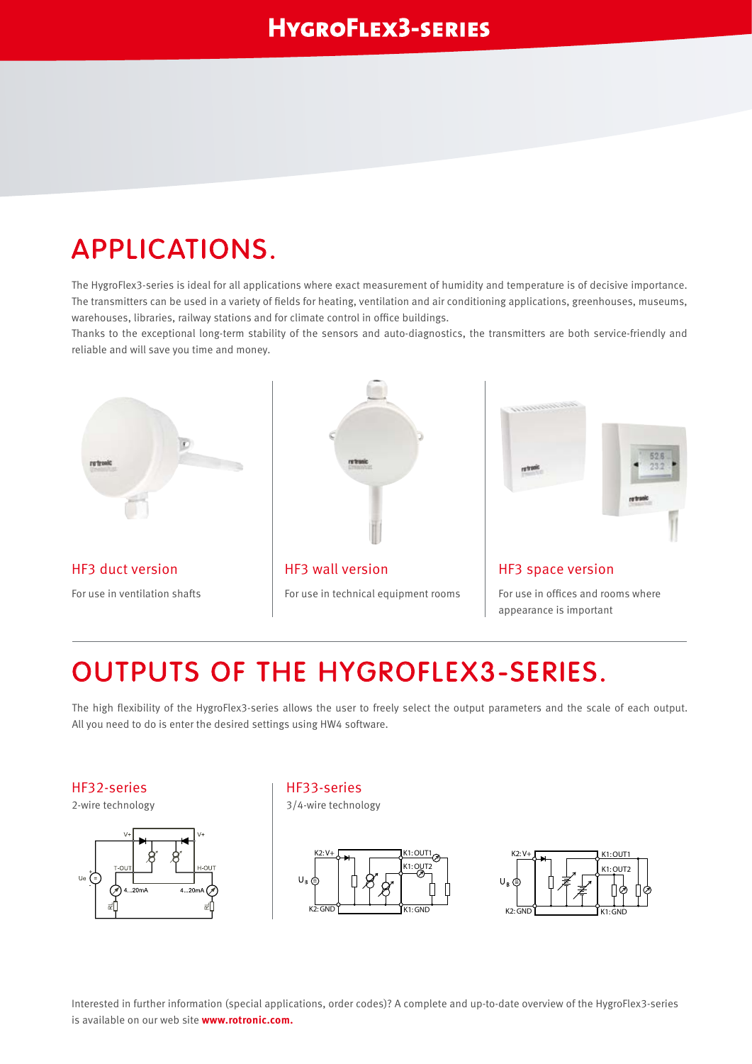# APPLICATIONS.

The HygroFlex3-series is ideal for all applications where exact measurement of humidity and temperature is of decisive importance. The transmitters can be used in a variety of fields for heating, ventilation and air conditioning applications, greenhouses, museums, warehouses, libraries, railway stations and for climate control in office buildings.
Thanks to the exceptional long-term stability of the sensors and auto-diagnostics, the transmitters are both service-friendly and reliable and will save you time and money.

### HF3 duct version

For use in ventilation shafts

### HF3 wall version

For use in technical equipment rooms

### HF3 space version

For use in offices and rooms where appearance is important

# OUTPUTS OF THE HYGROFLEX3-SERIES.

The high flexibility of the HygroFlex3-series allows the user to freely select the output parameters and the scale of each output. All you need to do is enter the desired settings using HW4 software.

### HF32-series

2-wire technology

V+
V+
T-OUT
H-OUT
Ue
4...20mA
4...20mA

### HF33-series

3/4-wire technology

K2: V+
K1: OUT1
K1: OUT2
$U_B$
K2: GND
K1: GND

K2: V+
K1: OUT1
K1: OUT2
$U_B$
K2: GND
K1: GND

Interested in further information (special applications, order codes)? A complete and up-to-date overview of the HygroFlex3-series is available on our web site **www.rotronic.com.**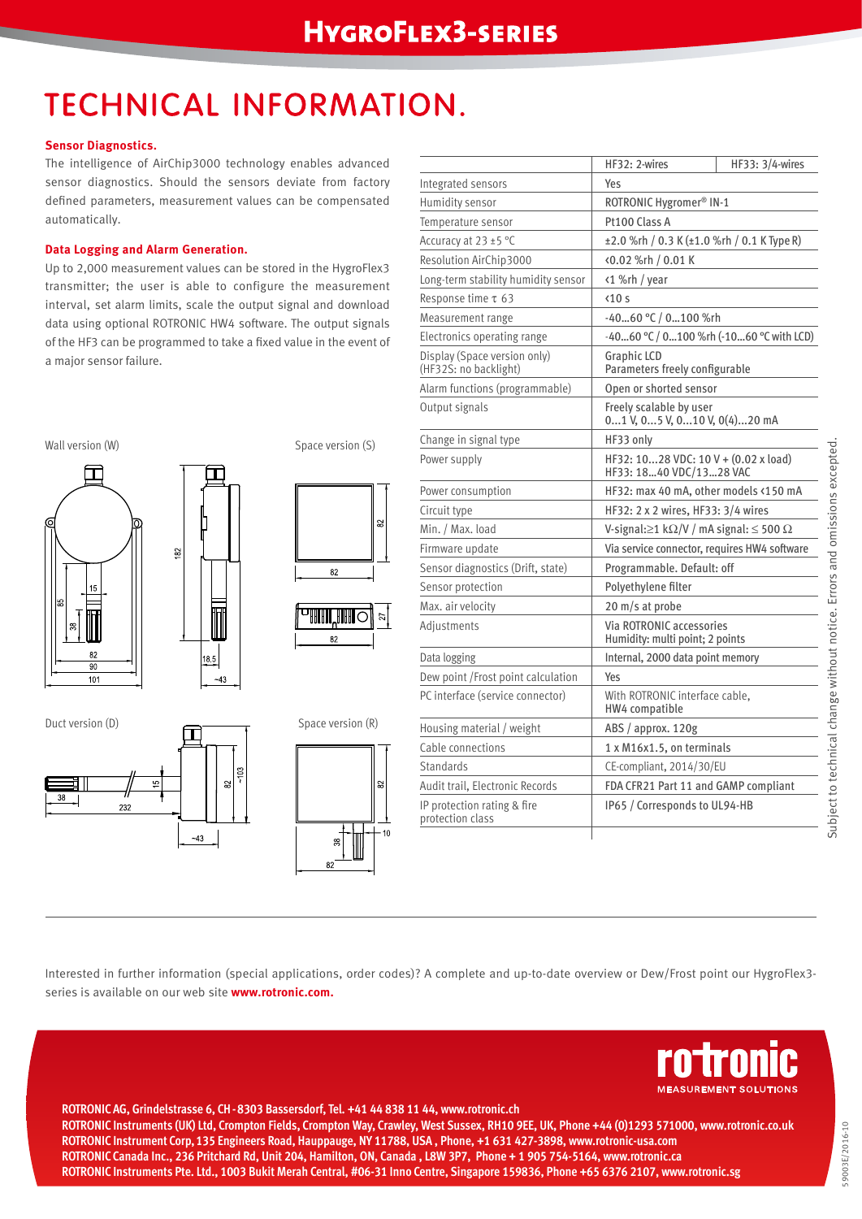# TECHNICAL INFORMATION.

**Sensor Diagnostics.**

The intelligence of AirChip3000 technology enables advanced sensor diagnostics. Should the sensors deviate from factory defined parameters, measurement values can be compensated automatically.

**Data Logging and Alarm Generation.**

Up to 2,000 measurement values can be stored in the HygroFlex3 transmitter; the user is able to configure the measurement interval, set alarm limits, scale the output signal and download data using optional ROTRONIC HW4 software. The output signals of the HF3 can be programmed to take a fixed value in the event of a major sensor failure.

Wall version (W)

Space version (S)

Duct version (D)

Space version (R)

| | HF32: 2-wires | HF33: 3/4-wires |
|---|---|---|
| Integrated sensors | Yes | |
| Humidity sensor | ROTRONIC Hygromer® IN-1 | |
| Temperature sensor | Pt100 Class A | |
| Accuracy at 23 ±5 °C | ±2.0 %rh / 0.3 K (±1.0 %rh / 0.1 K Type R) | |
| Resolution AirChip3000 | <0.02 %rh / 0.01 K | |
| Long-term stability humidity sensor | <1 %rh / year | |
| Response time τ 63 | <10 s | |
| Measurement range | -40…60 °C / 0…100 %rh | |
| Electronics operating range | -40…60 °C / 0…100 %rh (-10…60 °C with LCD) | |
| Display (Space version only) (HF32S: no backlight) | Graphic LCD Parameters freely configurable | |
| Alarm functions (programmable) | Open or shorted sensor | |
| Output signals | Freely scalable by user 0…1 V, 0…5 V, 0…10 V, 0(4)…20 mA | |
| Change in signal type | HF33 only | |
| Power supply | HF32: 10…28 VDC: 10 V + (0.02 x load) HF33: 18…40 VDC/13…28 VAC | |
| Power consumption | HF32: max 40 mA, other models <150 mA | |
| Circuit type | HF32: 2 x 2 wires, HF33: 3/4 wires | |
| Min. / Max. load | V-signal:≥1 kΩ/V / mA signal: ≤ 500 Ω | |
| Firmware update | Via service connector, requires HW4 software | |
| Sensor diagnostics (Drift, state) | Programmable. Default: off | |
| Sensor protection | Polyethylene filter | |
| Max. air velocity | 20 m/s at probe | |
| Adjustments | Via ROTRONIC accessories Humidity: multi point; 2 points | |
| Data logging | Internal, 2000 data point memory | |
| Dew point /Frost point calculation | Yes | |
| PC interface (service connector) | With ROTRONIC interface cable, HW4 compatible | |
| Housing material / weight | ABS / approx. 120g | |
| Cable connections | 1 x M16x1.5, on terminals | |
| Standards | CE-compliant, 2014/30/EU | |
| Audit trail, Electronic Records | FDA CFR21 Part 11 and GAMP compliant | |
| IP protection rating & fire protection class | IP65 / Corresponds to UL94-HB | |

Subject to technical change without notice. Errors and omissions excepted.

Interested in further information (special applications, order codes)? A complete and up-to-date overview or Dew/Frost point our HygroFlex3-series is available on our web site **www.rotronic.com.**

**ROTRONIC AG, Grindelstrasse 6, CH-8303 Bassersdorf, Tel. +41 44 838 11 44, www.rotronic.ch**
**ROTRONIC Instruments (UK) Ltd, Crompton Fields, Crompton Way, Crawley, West Sussex, RH10 9EE, UK, Phone +44 (0)1293 571000, www.rotronic.co.uk**
**ROTRONIC Instrument Corp, 135 Engineers Road, Hauppauge, NY 11788, USA , Phone, +1 631 427-3898, www.rotronic-usa.com**
**ROTRONIC Canada Inc., 236 Pritchard Rd, Unit 204, Hamilton, ON, Canada , L8W 3P7, Phone + 1 905 754-5164, www.rotronic.ca**
**ROTRONIC Instruments Pte. Ltd., 1003 Bukit Merah Central, #06-31 Inno Centre, Singapore 159836, Phone +65 6376 2107, www.rotronic.sg**

59003E/2016-10